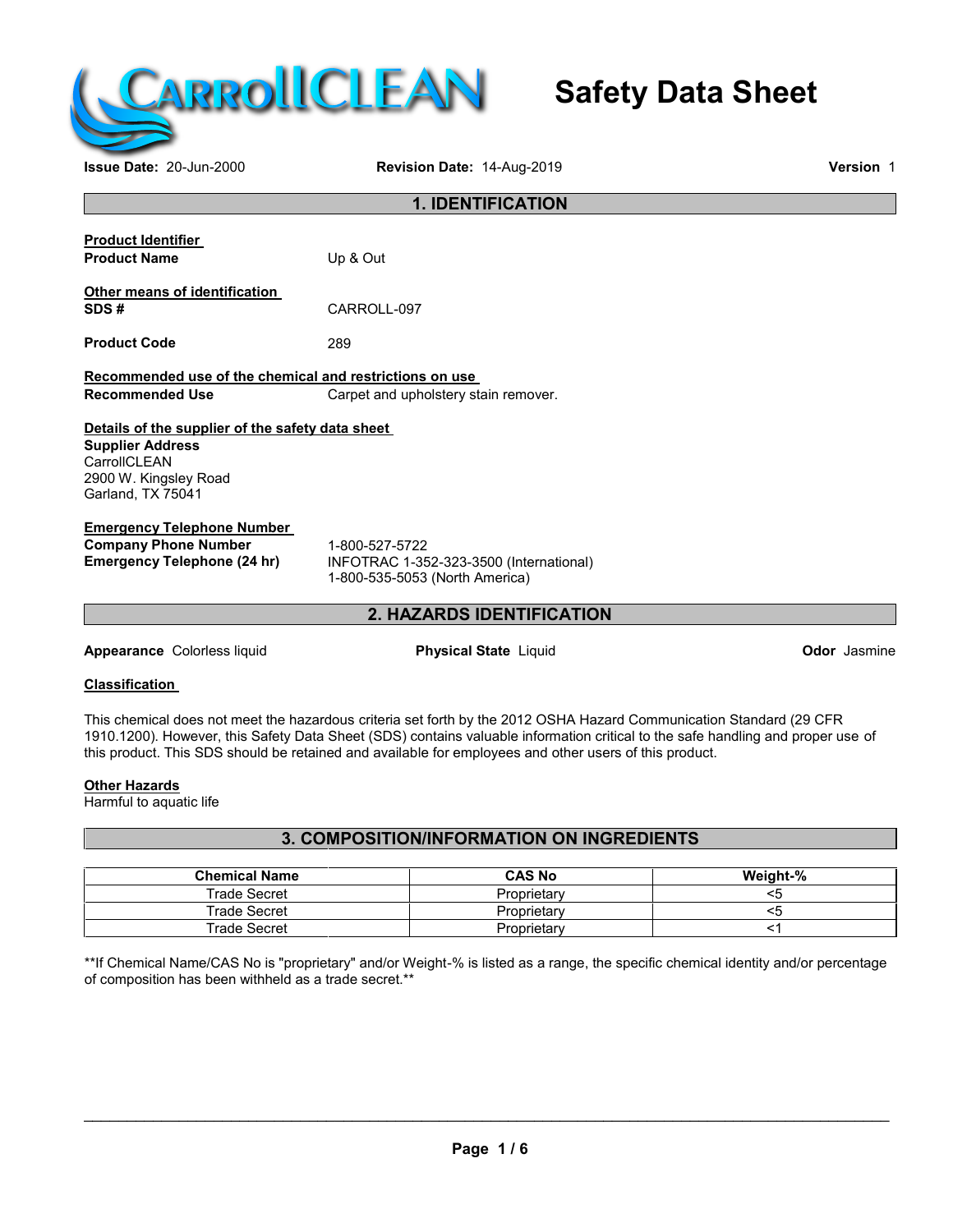CarrollCLEAN

# Safety Data Sheet

**Issue Date:** 20-Jun-2000 **Revision Date:** 14-Aug-2019 **Version** 1

## 1. IDENTIFICATION

**Product Identifier**

**Product Name** Up & Out

**Other means of identification**

**SDS #** CARROLL-097

**Product Code** 289

**Recommended use of the chemical and restrictions on use**

**Recommended Use** Carpet and upholstery stain remover.

**Details of the supplier of the safety data sheet**

**Supplier Address**
CarrollCLEAN
2900 W. Kingsley Road
Garland, TX 75041

**Emergency Telephone Number**

**Company Phone Number** 1-800-527-5722

**Emergency Telephone (24 hr)** INFOTRAC 1-352-323-3500 (International)
1-800-535-5053 (North America)

## 2. HAZARDS IDENTIFICATION

**Appearance** Colorless liquid **Physical State** Liquid **Odor** Jasmine

**Classification**

This chemical does not meet the hazardous criteria set forth by the 2012 OSHA Hazard Communication Standard (29 CFR 1910.1200). However, this Safety Data Sheet (SDS) contains valuable information critical to the safe handling and proper use of this product. This SDS should be retained and available for employees and other users of this product.

**Other Hazards**

Harmful to aquatic life

## 3. COMPOSITION/INFORMATION ON INGREDIENTS

| Chemical Name | CAS No | Weight-% |
|---|---|---|
| Trade Secret | Proprietary | <5 |
| Trade Secret | Proprietary | <5 |
| Trade Secret | Proprietary | <1 |

**If Chemical Name/CAS No is "proprietary" and/or Weight-% is listed as a range, the specific chemical identity and/or percentage of composition has been withheld as a trade secret.**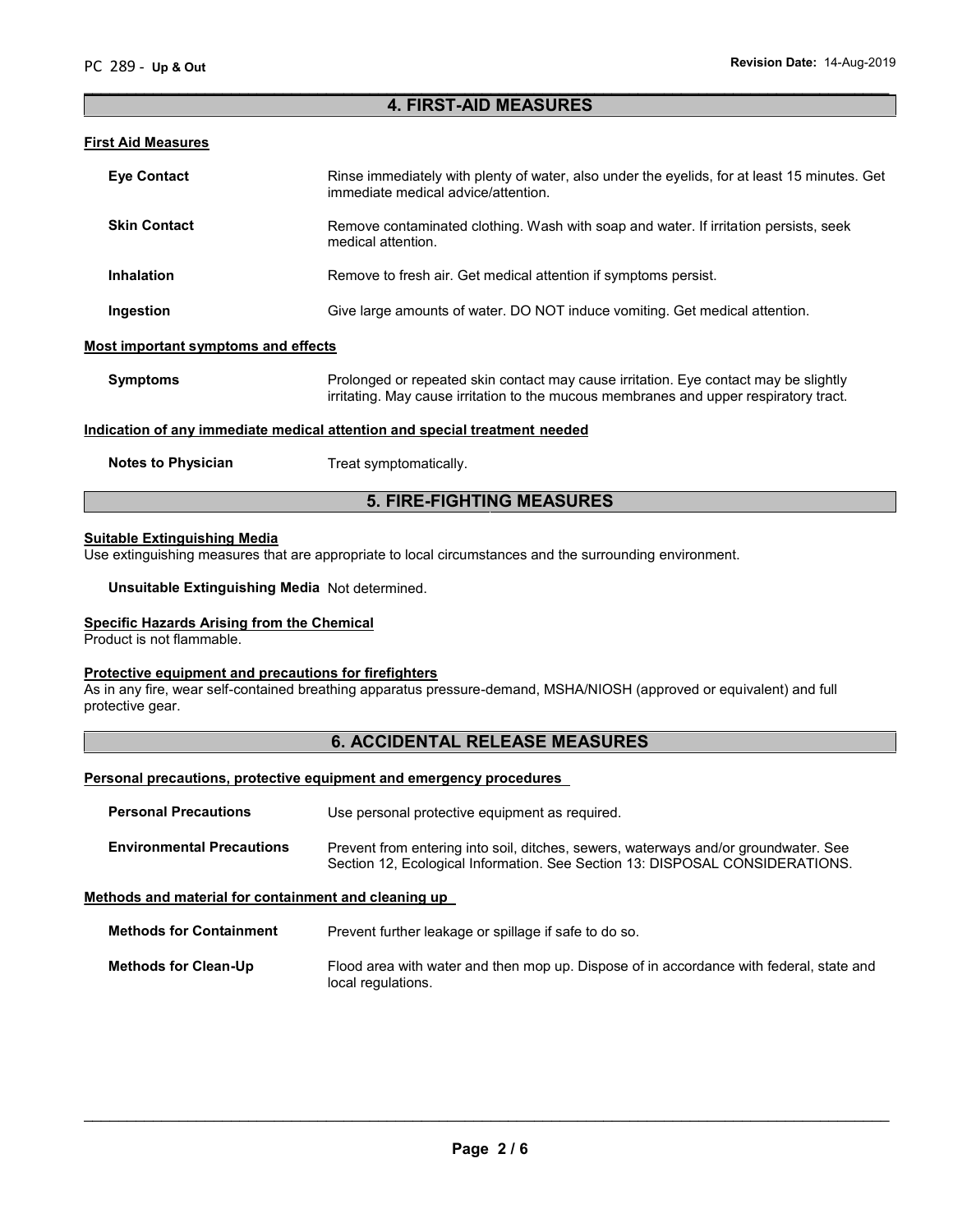## 4. FIRST-AID MEASURES

### First Aid Measures

| | |
|---|---|
| **Eye Contact** | Rinse immediately with plenty of water, also under the eyelids, for at least 15 minutes. Get immediate medical advice/attention. |
| **Skin Contact** | Remove contaminated clothing. Wash with soap and water. If irritation persists, seek medical attention. |
| **Inhalation** | Remove to fresh air. Get medical attention if symptoms persist. |
| **Ingestion** | Give large amounts of water. DO NOT induce vomiting. Get medical attention. |

### Most important symptoms and effects

| | |
|---|---|
| **Symptoms** | Prolonged or repeated skin contact may cause irritation. Eye contact may be slightly irritating. May cause irritation to the mucous membranes and upper respiratory tract. |

### Indication of any immediate medical attention and special treatment needed

| | |
|---|---|
| **Notes to Physician** | Treat symptomatically. |

## 5. FIRE-FIGHTING MEASURES

### Suitable Extinguishing Media

Use extinguishing measures that are appropriate to local circumstances and the surrounding environment.

**Unsuitable Extinguishing Media** Not determined.

### Specific Hazards Arising from the Chemical

Product is not flammable.

### Protective equipment and precautions for firefighters

As in any fire, wear self-contained breathing apparatus pressure-demand, MSHA/NIOSH (approved or equivalent) and full protective gear.

## 6. ACCIDENTAL RELEASE MEASURES

### Personal precautions, protective equipment and emergency procedures

| | |
|---|---|
| **Personal Precautions** | Use personal protective equipment as required. |
| **Environmental Precautions** | Prevent from entering into soil, ditches, sewers, waterways and/or groundwater. See Section 12, Ecological Information. See Section 13: DISPOSAL CONSIDERATIONS. |

### Methods and material for containment and cleaning up

| | |
|---|---|
| **Methods for Containment** | Prevent further leakage or spillage if safe to do so. |
| **Methods for Clean-Up** | Flood area with water and then mop up. Dispose of in accordance with federal, state and local regulations. |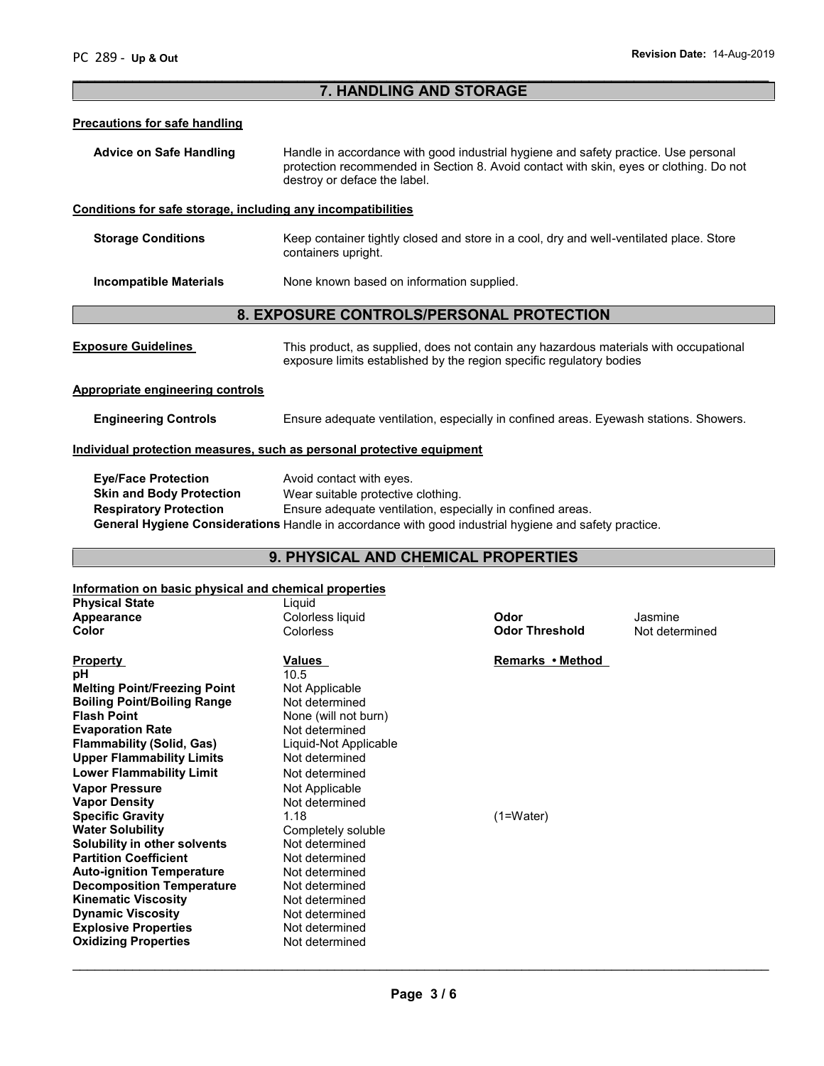## 7. HANDLING AND STORAGE

**Precautions for safe handling**

**Advice on Safe Handling** Handle in accordance with good industrial hygiene and safety practice. Use personal protection recommended in Section 8. Avoid contact with skin, eyes or clothing. Do not destroy or deface the label.

**Conditions for safe storage, including any incompatibilities**

**Storage Conditions** Keep container tightly closed and store in a cool, dry and well-ventilated place. Store containers upright.

**Incompatible Materials** None known based on information supplied.

## 8. EXPOSURE CONTROLS/PERSONAL PROTECTION

**Exposure Guidelines** This product, as supplied, does not contain any hazardous materials with occupational exposure limits established by the region specific regulatory bodies

**Appropriate engineering controls**

**Engineering Controls** Ensure adequate ventilation, especially in confined areas. Eyewash stations. Showers.

**Individual protection measures, such as personal protective equipment**

**Eye/Face Protection** Avoid contact with eyes.
**Skin and Body Protection** Wear suitable protective clothing.
**Respiratory Protection** Ensure adequate ventilation, especially in confined areas.
**General Hygiene Considerations** Handle in accordance with good industrial hygiene and safety practice.

## 9. PHYSICAL AND CHEMICAL PROPERTIES

**Information on basic physical and chemical properties**

| | | | |
|---|---|---|---|
| **Physical State** | Liquid | | |
| **Appearance** | Colorless liquid | **Odor** | Jasmine |
| **Color** | Colorless | **Odor Threshold** | Not determined |

| **Property** | **Values** | **Remarks • Method** |
|---|---|---|
| **pH** | 10.5 | |
| **Melting Point/Freezing Point** | Not Applicable | |
| **Boiling Point/Boiling Range** | Not determined | |
| **Flash Point** | None (will not burn) | |
| **Evaporation Rate** | Not determined | |
| **Flammability (Solid, Gas)** | Liquid-Not Applicable | |
| **Upper Flammability Limits** | Not determined | |
| **Lower Flammability Limit** | Not determined | |
| **Vapor Pressure** | Not Applicable | |
| **Vapor Density** | Not determined | |
| **Specific Gravity** | 1.18 | (1=Water) |
| **Water Solubility** | Completely soluble | |
| **Solubility in other solvents** | Not determined | |
| **Partition Coefficient** | Not determined | |
| **Auto-ignition Temperature** | Not determined | |
| **Decomposition Temperature** | Not determined | |
| **Kinematic Viscosity** | Not determined | |
| **Dynamic Viscosity** | Not determined | |
| **Explosive Properties** | Not determined | |
| **Oxidizing Properties** | Not determined | |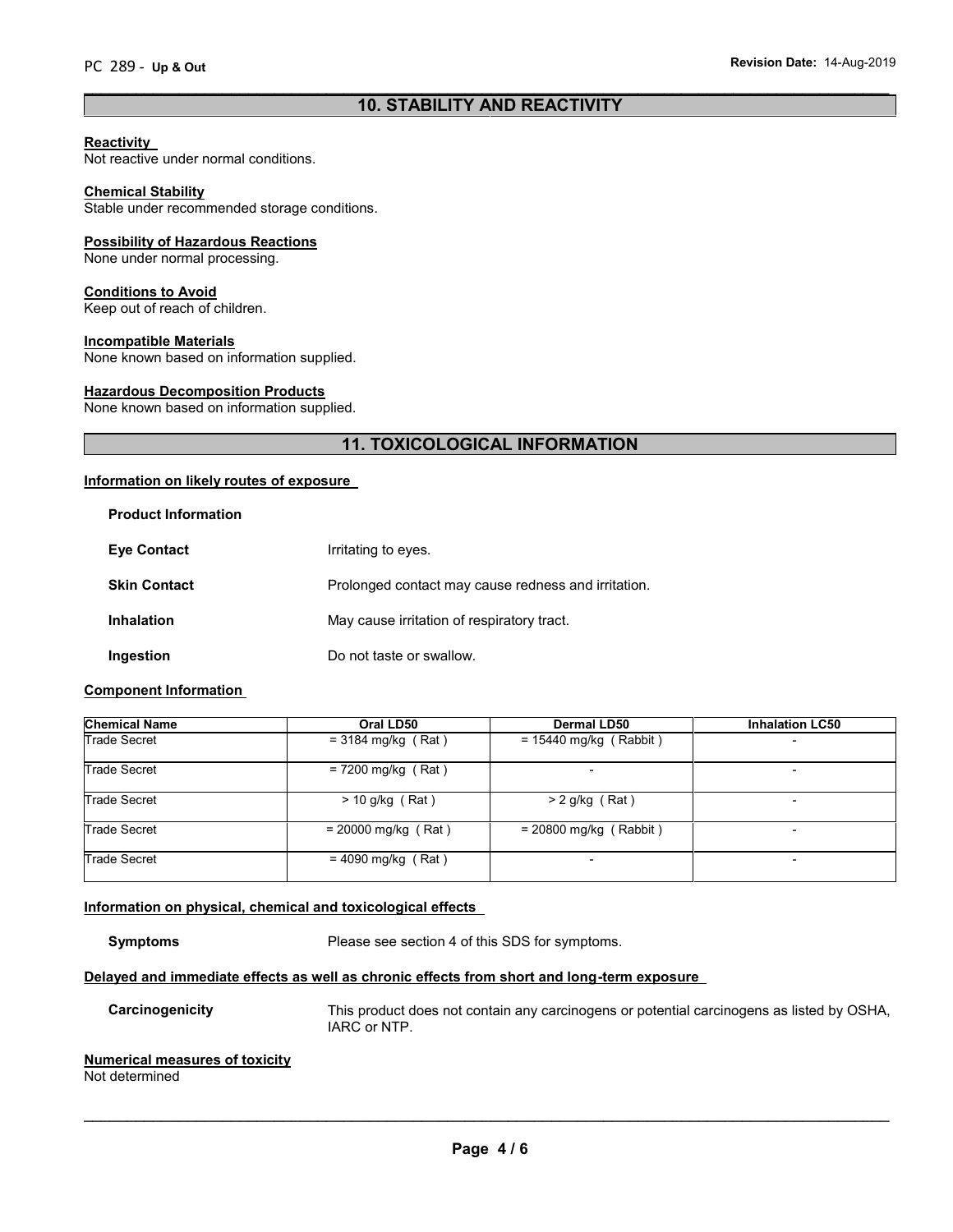## 10. STABILITY AND REACTIVITY

**Reactivity**
Not reactive under normal conditions.

**Chemical Stability**
Stable under recommended storage conditions.

**Possibility of Hazardous Reactions**
None under normal processing.

**Conditions to Avoid**
Keep out of reach of children.

**Incompatible Materials**
None known based on information supplied.

**Hazardous Decomposition Products**
None known based on information supplied.

## 11. TOXICOLOGICAL INFORMATION

**Information on likely routes of exposure**

**Product Information**

**Eye Contact** Irritating to eyes.

**Skin Contact** Prolonged contact may cause redness and irritation.

**Inhalation** May cause irritation of respiratory tract.

**Ingestion** Do not taste or swallow.

**Component Information**

| Chemical Name | Oral LD50 | Dermal LD50 | Inhalation LC50 |
|---|---|---|---|
| Trade Secret | = 3184 mg/kg ( Rat ) | = 15440 mg/kg ( Rabbit ) | - |
| Trade Secret | = 7200 mg/kg ( Rat ) | - | - |
| Trade Secret | > 10 g/kg ( Rat ) | > 2 g/kg ( Rat ) | - |
| Trade Secret | = 20000 mg/kg ( Rat ) | = 20800 mg/kg ( Rabbit ) | - |
| Trade Secret | = 4090 mg/kg ( Rat ) | - | - |

**Information on physical, chemical and toxicological effects**

**Symptoms** Please see section 4 of this SDS for symptoms.

**Delayed and immediate effects as well as chronic effects from short and long-term exposure**

**Carcinogenicity** This product does not contain any carcinogens or potential carcinogens as listed by OSHA, IARC or NTP.

**Numerical measures of toxicity**
Not determined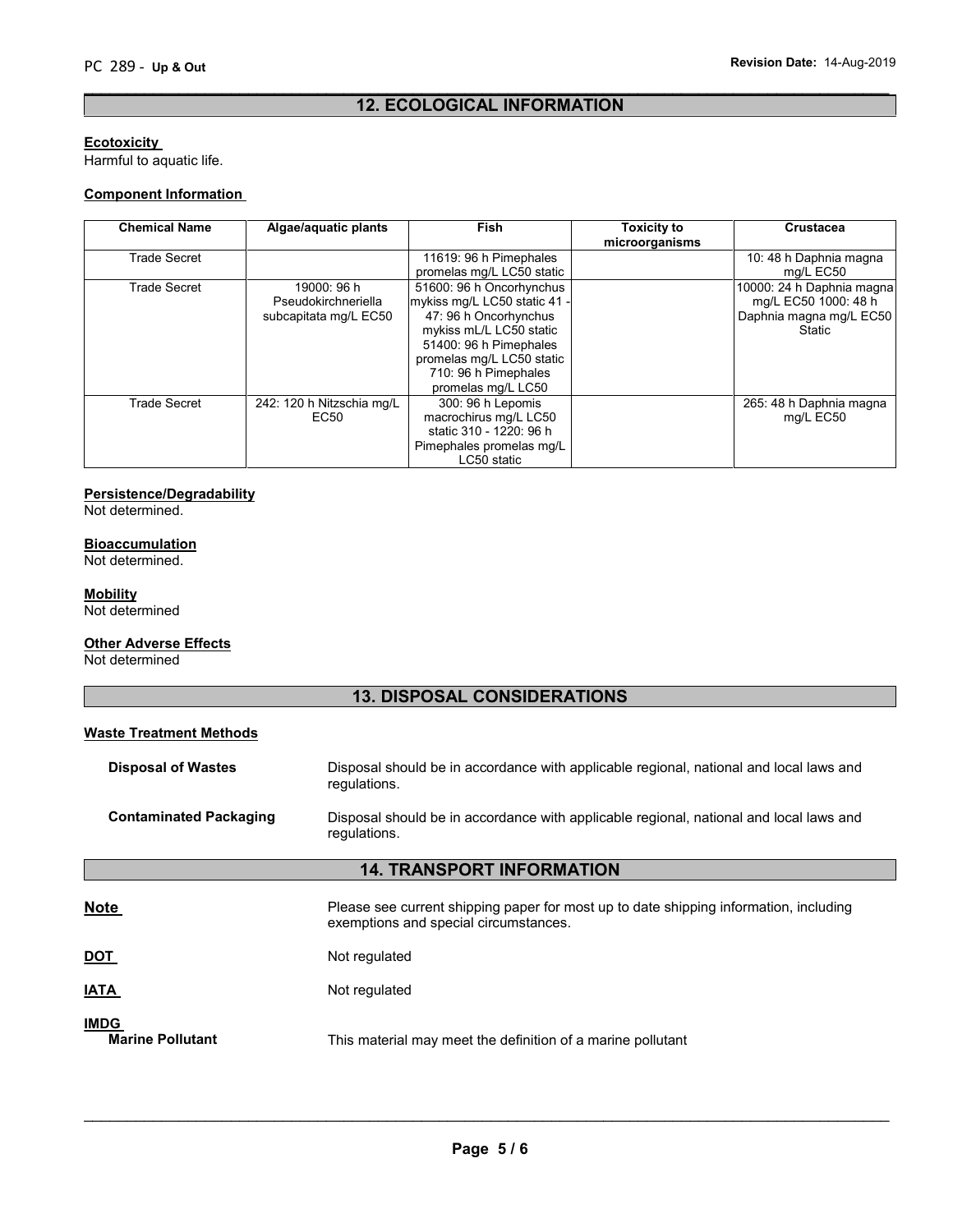## 12. ECOLOGICAL INFORMATION

**Ecotoxicity**

Harmful to aquatic life.

**Component Information**

| Chemical Name | Algae/aquatic plants | Fish | Toxicity to microorganisms | Crustacea |
| --- | --- | --- | --- | --- |
| Trade Secret | | 11619: 96 h Pimephales promelas mg/L LC50 static | | 10: 48 h Daphnia magna mg/L EC50 |
| Trade Secret | 19000: 96 h Pseudokirchneriella subcapitata mg/L EC50 | 51600: 96 h Oncorhynchus mykiss mg/L LC50 static 41 - 47: 96 h Oncorhynchus mykiss mL/L LC50 static 51400: 96 h Pimephales promelas mg/L LC50 static 710: 96 h Pimephales promelas mg/L LC50 | | 10000: 24 h Daphnia magna mg/L EC50 1000: 48 h Daphnia magna mg/L EC50 Static |
| Trade Secret | 242: 120 h Nitzschia mg/L EC50 | 300: 96 h Lepomis macrochirus mg/L LC50 static 310 - 1220: 96 h Pimephales promelas mg/L LC50 static | | 265: 48 h Daphnia magna mg/L EC50 |

**Persistence/Degradability**

Not determined.

**Bioaccumulation**

Not determined.

**Mobility**

Not determined

**Other Adverse Effects**

Not determined

## 13. DISPOSAL CONSIDERATIONS

**Waste Treatment Methods**

**Disposal of Wastes** Disposal should be in accordance with applicable regional, national and local laws and regulations.

**Contaminated Packaging** Disposal should be in accordance with applicable regional, national and local laws and regulations.

## 14. TRANSPORT INFORMATION

**Note** Please see current shipping paper for most up to date shipping information, including exemptions and special circumstances.

**DOT** Not regulated

**IATA** Not regulated

**IMDG**

**Marine Pollutant** This material may meet the definition of a marine pollutant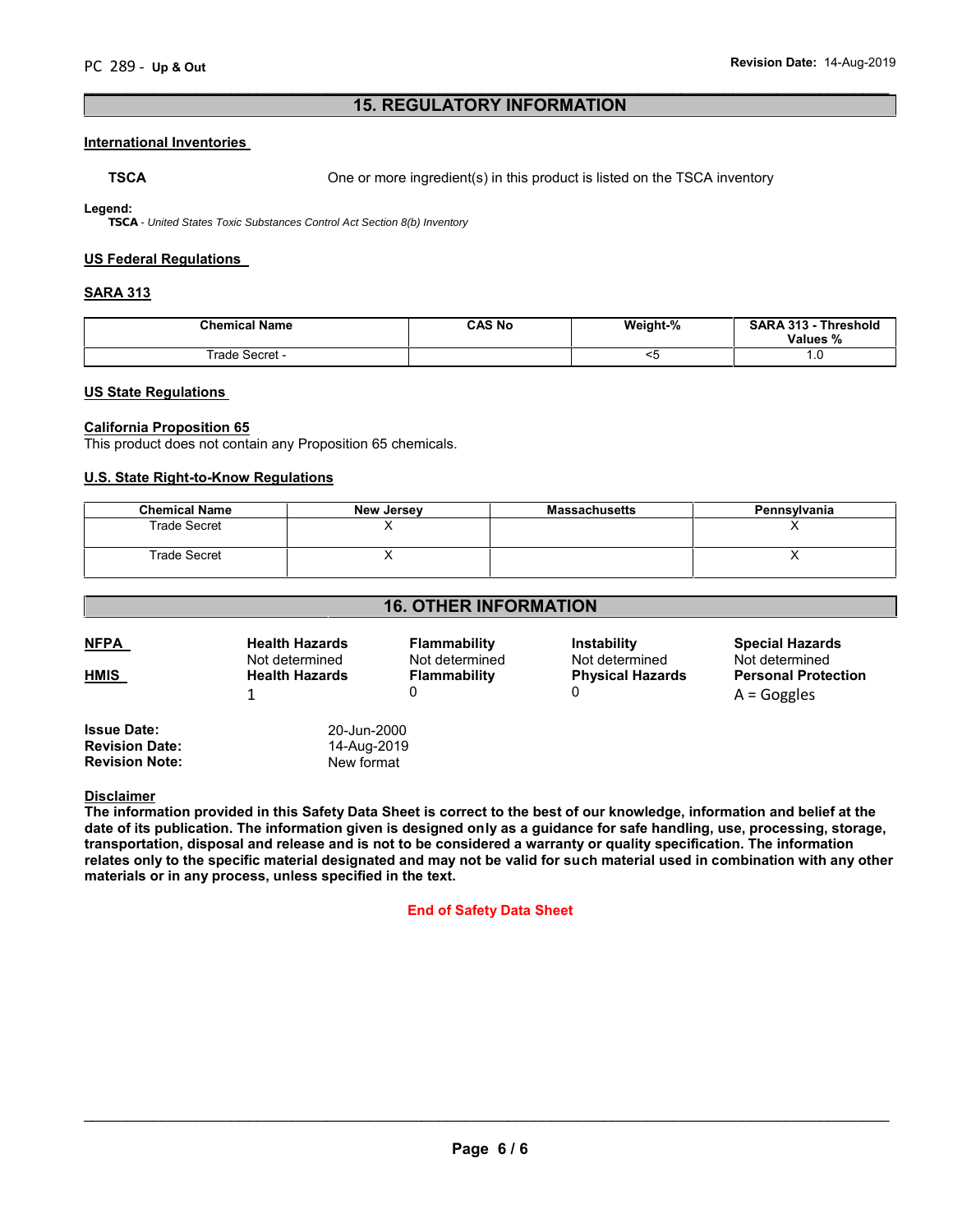## 15. REGULATORY INFORMATION

**International Inventories**

**TSCA** One or more ingredient(s) in this product is listed on the TSCA inventory

**Legend:**
**TSCA** - *United States Toxic Substances Control Act Section 8(b) Inventory*

**US Federal Regulations**

**SARA 313**

| Chemical Name | CAS No | Weight-% | SARA 313 - Threshold Values % |
|---|---|---|---|
| Trade Secret - | | <5 | 1.0 |

**US State Regulations**

**California Proposition 65**
This product does not contain any Proposition 65 chemicals.

**U.S. State Right-to-Know Regulations**

| Chemical Name | New Jersey | Massachusetts | Pennsylvania |
|---|---|---|---|
| Trade Secret | X | | X |
| Trade Secret | X | | X |

## 16. OTHER INFORMATION

| | | | | |
|---|---|---|---|---|
| **NFPA** | **Health Hazards** Not determined | **Flammability** Not determined | **Instability** Not determined | **Special Hazards** Not determined |
| **HMIS** | **Health Hazards** 1 | **Flammability** 0 | **Physical Hazards** 0 | **Personal Protection** A = Goggles |

**Issue Date:** 20-Jun-2000
**Revision Date:** 14-Aug-2019
**Revision Note:** New format

**Disclaimer**
**The information provided in this Safety Data Sheet is correct to the best of our knowledge, information and belief at the date of its publication. The information given is designed only as a guidance for safe handling, use, processing, storage, transportation, disposal and release and is not to be considered a warranty or quality specification. The information relates only to the specific material designated and may not be valid for such material used in combination with any other materials or in any process, unless specified in the text.**

**End of Safety Data Sheet**